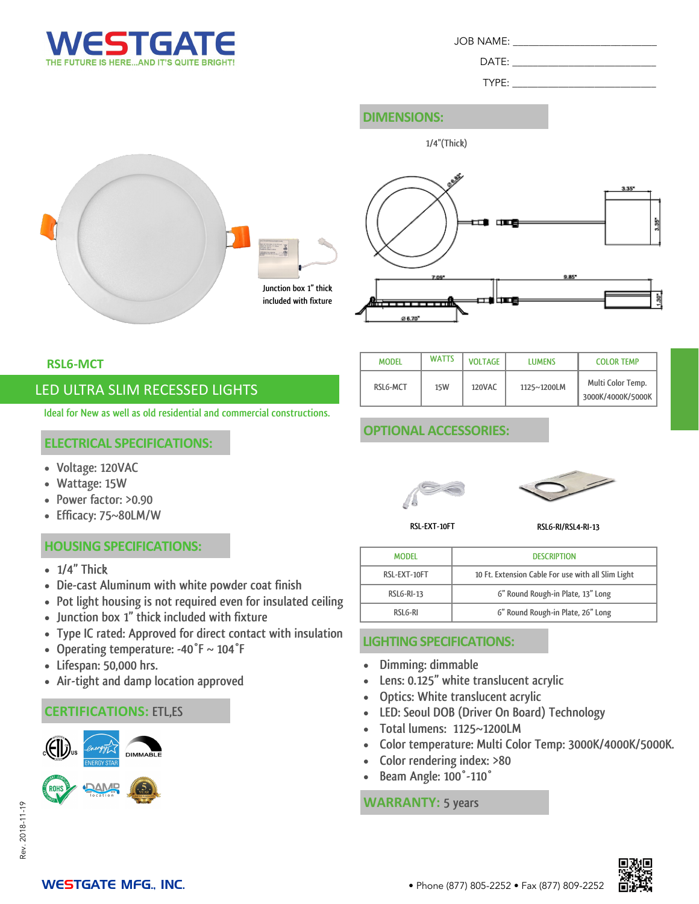# WESTGATE

THE FUTURE IS HERE...AND IT'S QUITE BRIGHT!

JOB NAME: ____________________

DATE: ____________________

TYPE: ____________________

## DIMENSIONS:

1/4"(Thick)

Junction box 1" thick included with fixture

## RSL6-MCT

## LED ULTRA SLIM RECESSED LIGHTS

Ideal for New as well as old residential and commercial constructions.

| MODEL | WATTS | VOLTAGE | LUMENS | COLOR TEMP |
|---|---|---|---|---|
| RSL6-MCT | 15W | 120VAC | 1125~1200LM | Multi Color Temp. 3000K/4000K/5000K |

## ELECTRICAL SPECIFICATIONS:

- Voltage: 120VAC
- Wattage: 15W
- Power factor: >0.90
- Efficacy: 75~80LM/W

## HOUSING SPECIFICATIONS:

- 1/4" Thick
- Die-cast Aluminum with white powder coat finish
- Pot light housing is not required even for insulated ceiling
- Junction box 1" thick included with fixture
- Type IC rated: Approved for direct contact with insulation
- Operating temperature: -40˚F ~ 104˚F
- Lifespan: 50,000 hrs.
- Air-tight and damp location approved

## CERTIFICATIONS: ETL,ES

## OPTIONAL ACCESSORIES:

RSL-EXT-10FT

RSL6-RI/RSL4-RI-13

| MODEL | DESCRIPTION |
|---|---|
| RSL-EXT-10FT | 10 Ft. Extension Cable For use with all Slim Light |
| RSL6-RI-13 | 6" Round Rough-in Plate, 13" Long |
| RSL6-RI | 6" Round Rough-in Plate, 26" Long |

## LIGHTING SPECIFICATIONS:

- Dimming: dimmable
- Lens: 0.125" white translucent acrylic
- Optics: White translucent acrylic
- LED: Seoul DOB (Driver On Board) Technology
- Total lumens: 1125~1200LM
- Color temperature: Multi Color Temp: 3000K/4000K/5000K.
- Color rendering index: >80
- Beam Angle: 100˚-110˚

## WARRANTY: 5 years

Rev. 2018-11-19

WESTGATE MFG., INC. • Phone (877) 805-2252 • Fax (877) 809-2252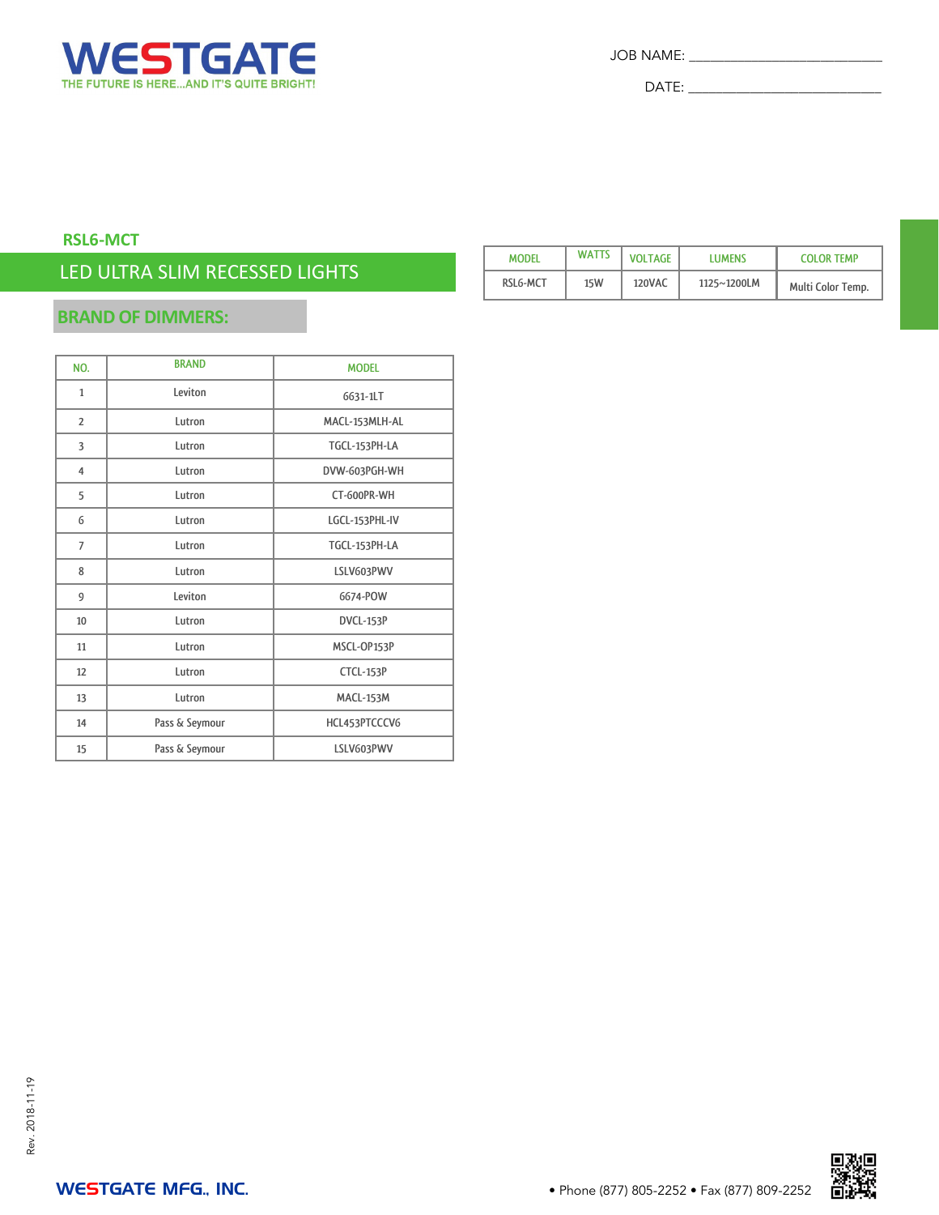**WESTGATE**
THE FUTURE IS HERE...AND IT'S QUITE BRIGHT!

JOB NAME: ___________________________

DATE: ___________________________

## RSL6-MCT

## LED ULTRA SLIM RECESSED LIGHTS

| MODEL | WATTS | VOLTAGE | LUMENS | COLOR TEMP |
|---|---|---|---|---|
| RSL6-MCT | 15W | 120VAC | 1125~1200LM | Multi Color Temp. |

### BRAND OF DIMMERS:

| NO. | BRAND | MODEL |
|---|---|---|
| 1 | Leviton | 6631-1LT |
| 2 | Lutron | MACL-153MLH-AL |
| 3 | Lutron | TGCL-153PH-LA |
| 4 | Lutron | DVW-603PGH-WH |
| 5 | Lutron | CT-600PR-WH |
| 6 | Lutron | LGCL-153PHL-IV |
| 7 | Lutron | TGCL-153PH-LA |
| 8 | Lutron | LSLV603PWV |
| 9 | Leviton | 6674-POW |
| 10 | Lutron | DVCL-153P |
| 11 | Lutron | MSCL-OP153P |
| 12 | Lutron | CTCL-153P |
| 13 | Lutron | MACL-153M |
| 14 | Pass & Seymour | HCL453PTCCCV6 |
| 15 | Pass & Seymour | LSLV603PWV |

Rev. 2018-11-19

WESTGATE MFG., INC.

• Phone (877) 805-2252 • Fax (877) 809-2252